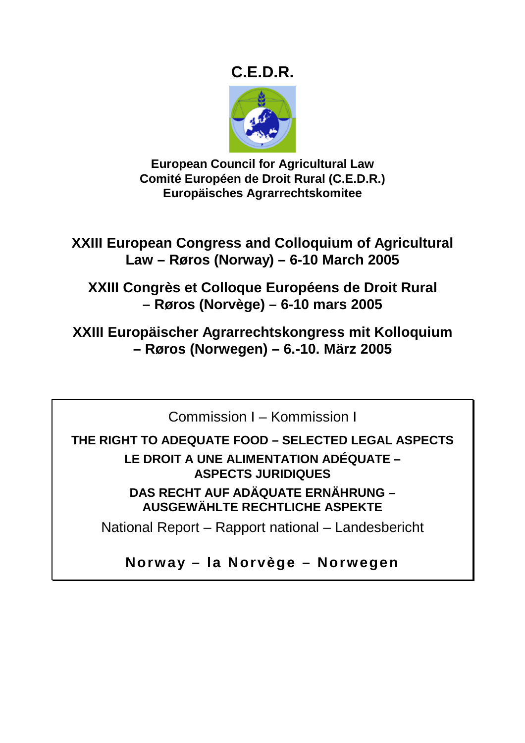# C.E.D.R.

**European Council for Agricultural Law**
**Comité Européen de Droit Rural (C.E.D.R.)**
**Europäisches Agrarrechtskomitee**

## XXIII European Congress and Colloquium of Agricultural Law – Røros (Norway) – 6-10 March 2005

## XXIII Congrès et Colloque Européens de Droit Rural – Røros (Norvège) – 6-10 mars 2005

## XXIII Europäischer Agrarrechtskongress mit Kolloquium – Røros (Norwegen) – 6.-10. März 2005

Commission I – Kommission I

**THE RIGHT TO ADEQUATE FOOD – SELECTED LEGAL ASPECTS**

**LE DROIT A UNE ALIMENTATION ADÉQUATE – ASPECTS JURIDIQUES**

**DAS RECHT AUF ADÄQUATE ERNÄHRUNG – AUSGEWÄHLTE RECHTLICHE ASPEKTE**

National Report – Rapport national – Landesbericht

**Norway – la Norvège – Norwegen**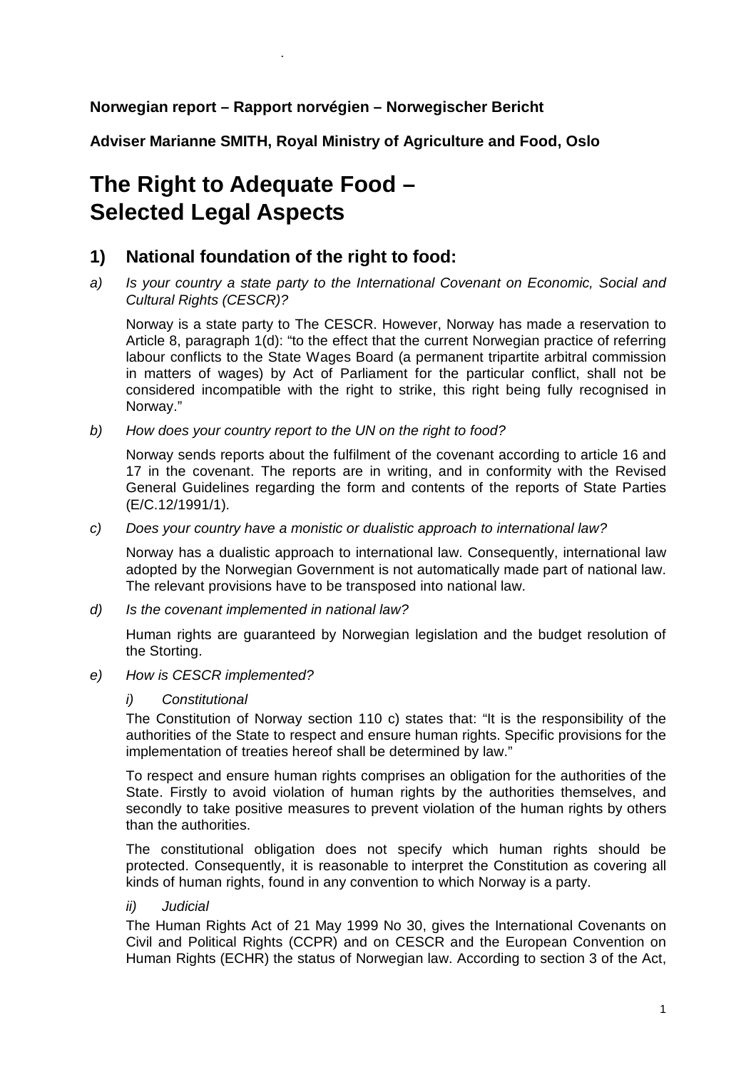**Norwegian report – Rapport norvégien – Norwegischer Bericht**

**Adviser Marianne SMITH, Royal Ministry of Agriculture and Food, Oslo**

# The Right to Adequate Food – Selected Legal Aspects

## 1) National foundation of the right to food:

a) *Is your country a state party to the International Covenant on Economic, Social and Cultural Rights (CESCR)?*

Norway is a state party to The CESCR. However, Norway has made a reservation to Article 8, paragraph 1(d): "to the effect that the current Norwegian practice of referring labour conflicts to the State Wages Board (a permanent tripartite arbitral commission in matters of wages) by Act of Parliament for the particular conflict, shall not be considered incompatible with the right to strike, this right being fully recognised in Norway."

b) *How does your country report to the UN on the right to food?*

Norway sends reports about the fulfilment of the covenant according to article 16 and 17 in the covenant. The reports are in writing, and in conformity with the Revised General Guidelines regarding the form and contents of the reports of State Parties (E/C.12/1991/1).

c) *Does your country have a monistic or dualistic approach to international law?*

Norway has a dualistic approach to international law. Consequently, international law adopted by the Norwegian Government is not automatically made part of national law. The relevant provisions have to be transposed into national law.

d) *Is the covenant implemented in national law?*

Human rights are guaranteed by Norwegian legislation and the budget resolution of the Storting.

e) *How is CESCR implemented?*

i) *Constitutional*

The Constitution of Norway section 110 c) states that: "It is the responsibility of the authorities of the State to respect and ensure human rights. Specific provisions for the implementation of treaties hereof shall be determined by law."

To respect and ensure human rights comprises an obligation for the authorities of the State. Firstly to avoid violation of human rights by the authorities themselves, and secondly to take positive measures to prevent violation of the human rights by others than the authorities.

The constitutional obligation does not specify which human rights should be protected. Consequently, it is reasonable to interpret the Constitution as covering all kinds of human rights, found in any convention to which Norway is a party.

ii) *Judicial*

The Human Rights Act of 21 May 1999 No 30, gives the International Covenants on Civil and Political Rights (CCPR) and on CESCR and the European Convention on Human Rights (ECHR) the status of Norwegian law. According to section 3 of the Act,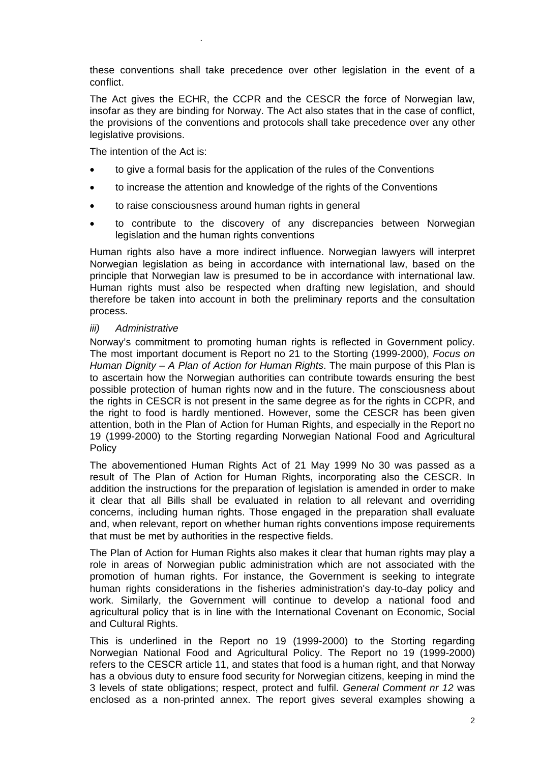these conventions shall take precedence over other legislation in the event of a conflict.

The Act gives the ECHR, the CCPR and the CESCR the force of Norwegian law, insofar as they are binding for Norway. The Act also states that in the case of conflict, the provisions of the conventions and protocols shall take precedence over any other legislative provisions.

The intention of the Act is:

- to give a formal basis for the application of the rules of the Conventions
- to increase the attention and knowledge of the rights of the Conventions
- to raise consciousness around human rights in general
- to contribute to the discovery of any discrepancies between Norwegian legislation and the human rights conventions

Human rights also have a more indirect influence. Norwegian lawyers will interpret Norwegian legislation as being in accordance with international law, based on the principle that Norwegian law is presumed to be in accordance with international law. Human rights must also be respected when drafting new legislation, and should therefore be taken into account in both the preliminary reports and the consultation process.

*iii) Administrative*

Norway's commitment to promoting human rights is reflected in Government policy. The most important document is Report no 21 to the Storting (1999-2000), *Focus on Human Dignity – A Plan of Action for Human Rights*. The main purpose of this Plan is to ascertain how the Norwegian authorities can contribute towards ensuring the best possible protection of human rights now and in the future. The consciousness about the rights in CESCR is not present in the same degree as for the rights in CCPR, and the right to food is hardly mentioned. However, some the CESCR has been given attention, both in the Plan of Action for Human Rights, and especially in the Report no 19 (1999-2000) to the Storting regarding Norwegian National Food and Agricultural Policy

The abovementioned Human Rights Act of 21 May 1999 No 30 was passed as a result of The Plan of Action for Human Rights, incorporating also the CESCR. In addition the instructions for the preparation of legislation is amended in order to make it clear that all Bills shall be evaluated in relation to all relevant and overriding concerns, including human rights. Those engaged in the preparation shall evaluate and, when relevant, report on whether human rights conventions impose requirements that must be met by authorities in the respective fields.

The Plan of Action for Human Rights also makes it clear that human rights may play a role in areas of Norwegian public administration which are not associated with the promotion of human rights. For instance, the Government is seeking to integrate human rights considerations in the fisheries administration's day-to-day policy and work. Similarly, the Government will continue to develop a national food and agricultural policy that is in line with the International Covenant on Economic, Social and Cultural Rights.

This is underlined in the Report no 19 (1999-2000) to the Storting regarding Norwegian National Food and Agricultural Policy. The Report no 19 (1999-2000) refers to the CESCR article 11, and states that food is a human right, and that Norway has a obvious duty to ensure food security for Norwegian citizens, keeping in mind the 3 levels of state obligations; respect, protect and fulfil. *General Comment nr 12* was enclosed as a non-printed annex. The report gives several examples showing a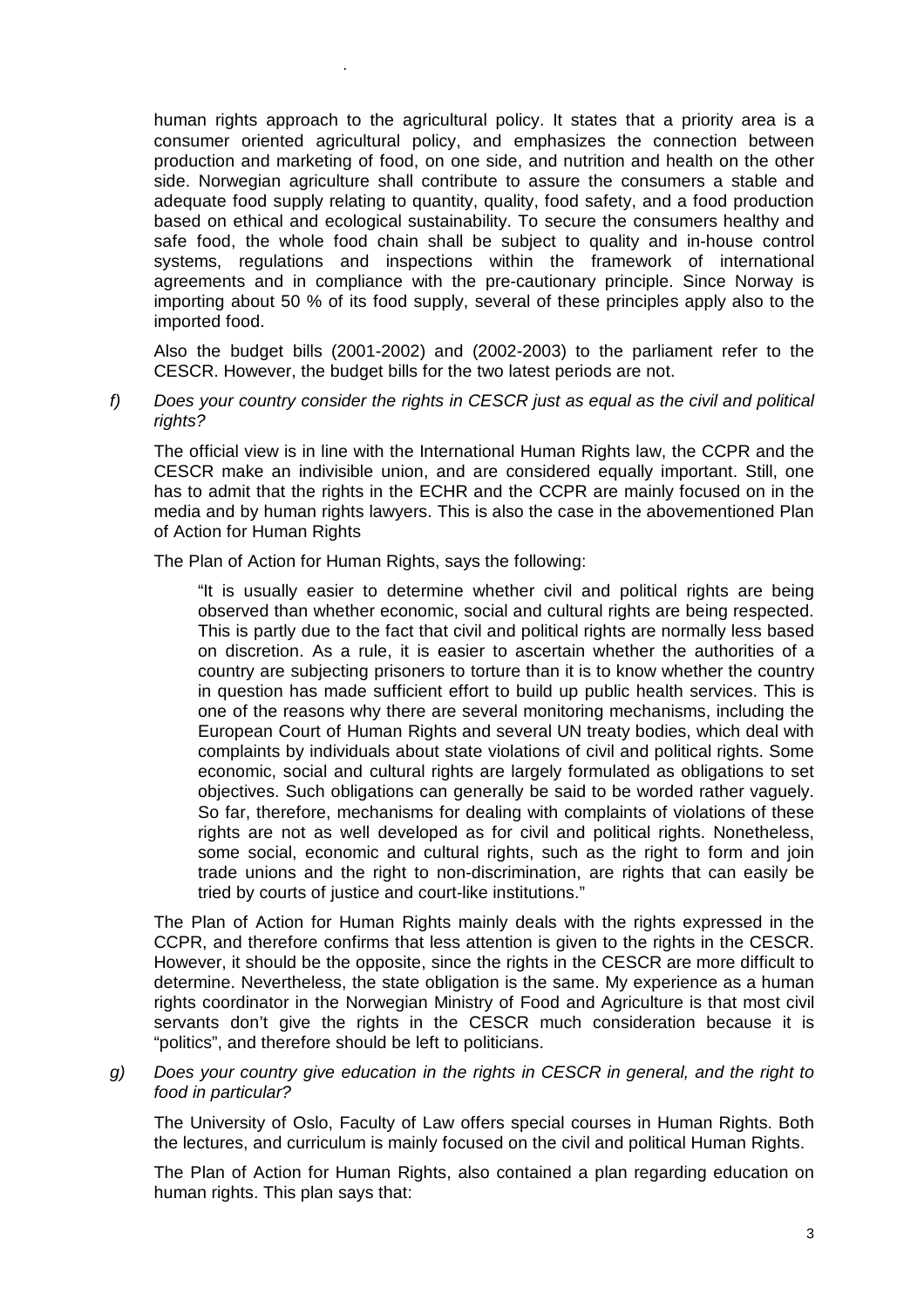human rights approach to the agricultural policy. It states that a priority area is a consumer oriented agricultural policy, and emphasizes the connection between production and marketing of food, on one side, and nutrition and health on the other side. Norwegian agriculture shall contribute to assure the consumers a stable and adequate food supply relating to quantity, quality, food safety, and a food production based on ethical and ecological sustainability. To secure the consumers healthy and safe food, the whole food chain shall be subject to quality and in-house control systems, regulations and inspections within the framework of international agreements and in compliance with the pre-cautionary principle. Since Norway is importing about 50 % of its food supply, several of these principles apply also to the imported food.

Also the budget bills (2001-2002) and (2002-2003) to the parliament refer to the CESCR. However, the budget bills for the two latest periods are not.

f) *Does your country consider the rights in CESCR just as equal as the civil and political rights?*

The official view is in line with the International Human Rights law, the CCPR and the CESCR make an indivisible union, and are considered equally important. Still, one has to admit that the rights in the ECHR and the CCPR are mainly focused on in the media and by human rights lawyers. This is also the case in the abovementioned Plan of Action for Human Rights

The Plan of Action for Human Rights, says the following:

> "It is usually easier to determine whether civil and political rights are being observed than whether economic, social and cultural rights are being respected. This is partly due to the fact that civil and political rights are normally less based on discretion. As a rule, it is easier to ascertain whether the authorities of a country are subjecting prisoners to torture than it is to know whether the country in question has made sufficient effort to build up public health services. This is one of the reasons why there are several monitoring mechanisms, including the European Court of Human Rights and several UN treaty bodies, which deal with complaints by individuals about state violations of civil and political rights. Some economic, social and cultural rights are largely formulated as obligations to set objectives. Such obligations can generally be said to be worded rather vaguely. So far, therefore, mechanisms for dealing with complaints of violations of these rights are not as well developed as for civil and political rights. Nonetheless, some social, economic and cultural rights, such as the right to form and join trade unions and the right to non-discrimination, are rights that can easily be tried by courts of justice and court-like institutions."

The Plan of Action for Human Rights mainly deals with the rights expressed in the CCPR, and therefore confirms that less attention is given to the rights in the CESCR. However, it should be the opposite, since the rights in the CESCR are more difficult to determine. Nevertheless, the state obligation is the same. My experience as a human rights coordinator in the Norwegian Ministry of Food and Agriculture is that most civil servants don't give the rights in the CESCR much consideration because it is "politics", and therefore should be left to politicians.

g) *Does your country give education in the rights in CESCR in general, and the right to food in particular?*

The University of Oslo, Faculty of Law offers special courses in Human Rights. Both the lectures, and curriculum is mainly focused on the civil and political Human Rights.

The Plan of Action for Human Rights, also contained a plan regarding education on human rights. This plan says that: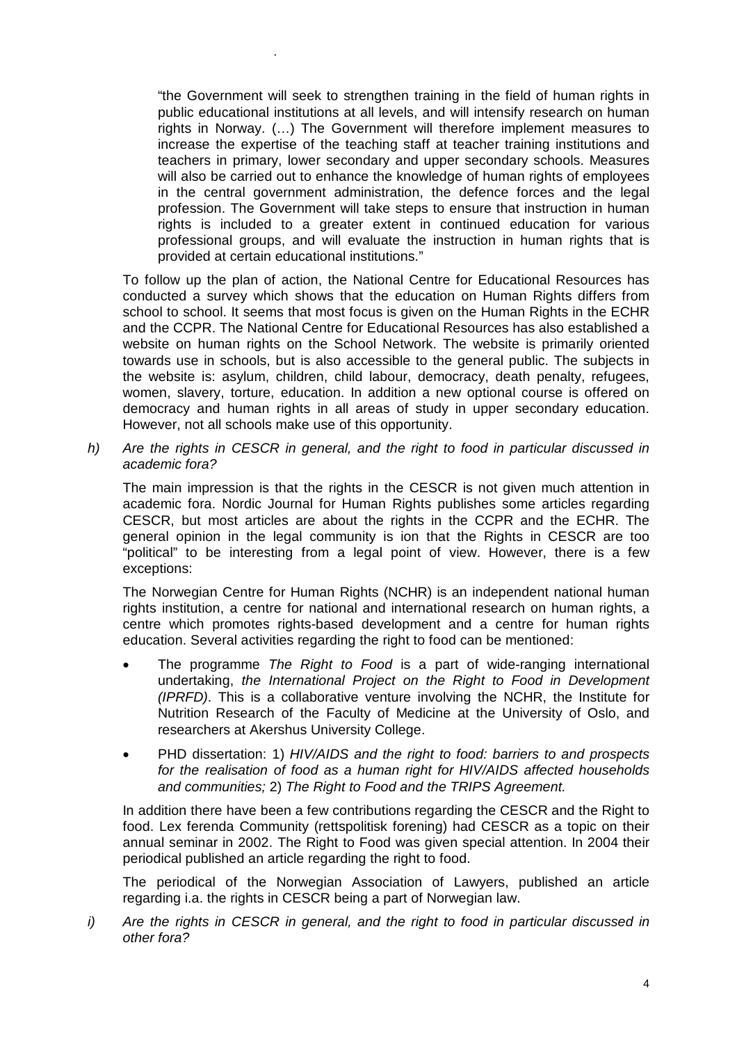> "the Government will seek to strengthen training in the field of human rights in public educational institutions at all levels, and will intensify research on human rights in Norway. (…) The Government will therefore implement measures to increase the expertise of the teaching staff at teacher training institutions and teachers in primary, lower secondary and upper secondary schools. Measures will also be carried out to enhance the knowledge of human rights of employees in the central government administration, the defence forces and the legal profession. The Government will take steps to ensure that instruction in human rights is included to a greater extent in continued education for various professional groups, and will evaluate the instruction in human rights that is provided at certain educational institutions."

To follow up the plan of action, the National Centre for Educational Resources has conducted a survey which shows that the education on Human Rights differs from school to school. It seems that most focus is given on the Human Rights in the ECHR and the CCPR. The National Centre for Educational Resources has also established a website on human rights on the School Network. The website is primarily oriented towards use in schools, but is also accessible to the general public. The subjects in the website is: asylum, children, child labour, democracy, death penalty, refugees, women, slavery, torture, education. In addition a new optional course is offered on democracy and human rights in all areas of study in upper secondary education. However, not all schools make use of this opportunity.

*h) Are the rights in CESCR in general, and the right to food in particular discussed in academic fora?*

The main impression is that the rights in the CESCR is not given much attention in academic fora. Nordic Journal for Human Rights publishes some articles regarding CESCR, but most articles are about the rights in the CCPR and the ECHR. The general opinion in the legal community is ion that the Rights in CESCR are too "political" to be interesting from a legal point of view. However, there is a few exceptions:

The Norwegian Centre for Human Rights (NCHR) is an independent national human rights institution, a centre for national and international research on human rights, a centre which promotes rights-based development and a centre for human rights education. Several activities regarding the right to food can be mentioned:

- The programme *The Right to Food* is a part of wide-ranging international undertaking, *the International Project on the Right to Food in Development (IPRFD)*. This is a collaborative venture involving the NCHR, the Institute for Nutrition Research of the Faculty of Medicine at the University of Oslo, and researchers at Akershus University College.
- PHD dissertation: 1) *HIV/AIDS and the right to food: barriers to and prospects for the realisation of food as a human right for HIV/AIDS affected households and communities;* 2) *The Right to Food and the TRIPS Agreement.*

In addition there have been a few contributions regarding the CESCR and the Right to food. Lex ferenda Community (rettspolitisk forening) had CESCR as a topic on their annual seminar in 2002. The Right to Food was given special attention. In 2004 their periodical published an article regarding the right to food.

The periodical of the Norwegian Association of Lawyers, published an article regarding i.a. the rights in CESCR being a part of Norwegian law.

*i) Are the rights in CESCR in general, and the right to food in particular discussed in other fora?*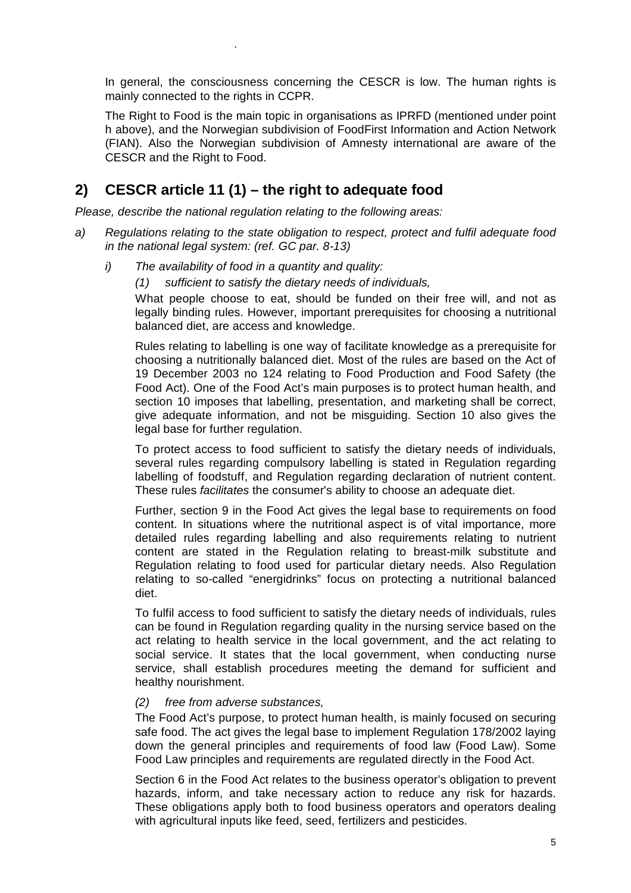In general, the consciousness concerning the CESCR is low. The human rights is mainly connected to the rights in CCPR.

The Right to Food is the main topic in organisations as IPRFD (mentioned under point h above), and the Norwegian subdivision of FoodFirst Information and Action Network (FIAN). Also the Norwegian subdivision of Amnesty international are aware of the CESCR and the Right to Food.

## 2) CESCR article 11 (1) – the right to adequate food

*Please, describe the national regulation relating to the following areas:*

a) *Regulations relating to the state obligation to respect, protect and fulfil adequate food in the national legal system: (ref. GC par. 8-13)*

i) *The availability of food in a quantity and quality:*

(1) *sufficient to satisfy the dietary needs of individuals,*

What people choose to eat, should be funded on their free will, and not as legally binding rules. However, important prerequisites for choosing a nutritional balanced diet, are access and knowledge.

Rules relating to labelling is one way of facilitate knowledge as a prerequisite for choosing a nutritionally balanced diet. Most of the rules are based on the Act of 19 December 2003 no 124 relating to Food Production and Food Safety (the Food Act). One of the Food Act's main purposes is to protect human health, and section 10 imposes that labelling, presentation, and marketing shall be correct, give adequate information, and not be misguiding. Section 10 also gives the legal base for further regulation.

To protect access to food sufficient to satisfy the dietary needs of individuals, several rules regarding compulsory labelling is stated in Regulation regarding labelling of foodstuff, and Regulation regarding declaration of nutrient content. These rules *facilitates* the consumer's ability to choose an adequate diet.

Further, section 9 in the Food Act gives the legal base to requirements on food content. In situations where the nutritional aspect is of vital importance, more detailed rules regarding labelling and also requirements relating to nutrient content are stated in the Regulation relating to breast-milk substitute and Regulation relating to food used for particular dietary needs. Also Regulation relating to so-called "energidrinks" focus on protecting a nutritional balanced diet.

To fulfil access to food sufficient to satisfy the dietary needs of individuals, rules can be found in Regulation regarding quality in the nursing service based on the act relating to health service in the local government, and the act relating to social service. It states that the local government, when conducting nurse service, shall establish procedures meeting the demand for sufficient and healthy nourishment.

(2) *free from adverse substances,*

The Food Act's purpose, to protect human health, is mainly focused on securing safe food. The act gives the legal base to implement Regulation 178/2002 laying down the general principles and requirements of food law (Food Law). Some Food Law principles and requirements are regulated directly in the Food Act.

Section 6 in the Food Act relates to the business operator's obligation to prevent hazards, inform, and take necessary action to reduce any risk for hazards. These obligations apply both to food business operators and operators dealing with agricultural inputs like feed, seed, fertilizers and pesticides.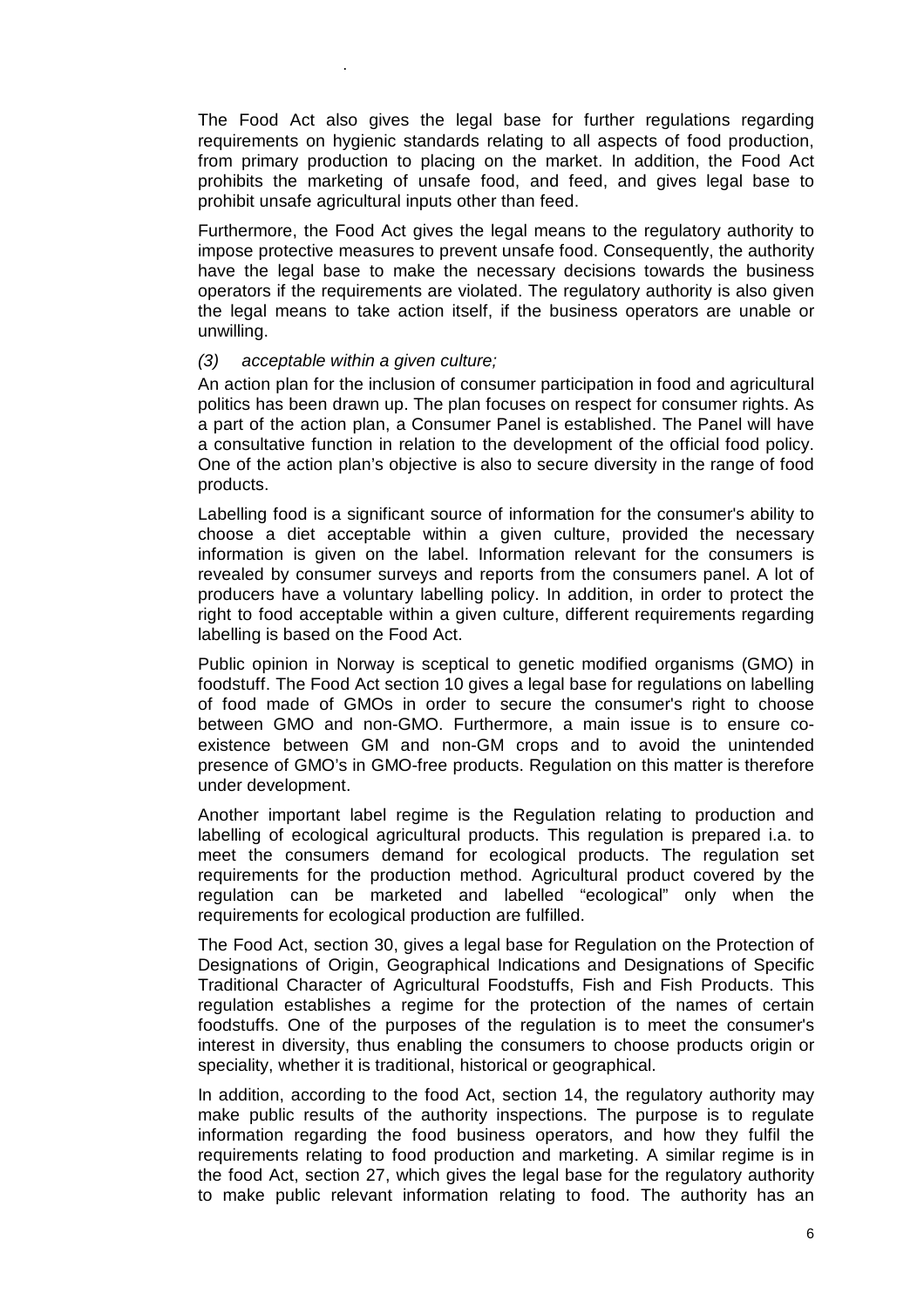The Food Act also gives the legal base for further regulations regarding requirements on hygienic standards relating to all aspects of food production, from primary production to placing on the market. In addition, the Food Act prohibits the marketing of unsafe food, and feed, and gives legal base to prohibit unsafe agricultural inputs other than feed.

Furthermore, the Food Act gives the legal means to the regulatory authority to impose protective measures to prevent unsafe food. Consequently, the authority have the legal base to make the necessary decisions towards the business operators if the requirements are violated. The regulatory authority is also given the legal means to take action itself, if the business operators are unable or unwilling.

*(3) acceptable within a given culture;*

An action plan for the inclusion of consumer participation in food and agricultural politics has been drawn up. The plan focuses on respect for consumer rights. As a part of the action plan, a Consumer Panel is established. The Panel will have a consultative function in relation to the development of the official food policy. One of the action plan's objective is also to secure diversity in the range of food products.

Labelling food is a significant source of information for the consumer's ability to choose a diet acceptable within a given culture, provided the necessary information is given on the label. Information relevant for the consumers is revealed by consumer surveys and reports from the consumers panel. A lot of producers have a voluntary labelling policy. In addition, in order to protect the right to food acceptable within a given culture, different requirements regarding labelling is based on the Food Act.

Public opinion in Norway is sceptical to genetic modified organisms (GMO) in foodstuff. The Food Act section 10 gives a legal base for regulations on labelling of food made of GMOs in order to secure the consumer's right to choose between GMO and non-GMO. Furthermore, a main issue is to ensure co-existence between GM and non-GM crops and to avoid the unintended presence of GMO's in GMO-free products. Regulation on this matter is therefore under development.

Another important label regime is the Regulation relating to production and labelling of ecological agricultural products. This regulation is prepared i.a. to meet the consumers demand for ecological products. The regulation set requirements for the production method. Agricultural product covered by the regulation can be marketed and labelled "ecological" only when the requirements for ecological production are fulfilled.

The Food Act, section 30, gives a legal base for Regulation on the Protection of Designations of Origin, Geographical Indications and Designations of Specific Traditional Character of Agricultural Foodstuffs, Fish and Fish Products. This regulation establishes a regime for the protection of the names of certain foodstuffs. One of the purposes of the regulation is to meet the consumer's interest in diversity, thus enabling the consumers to choose products origin or speciality, whether it is traditional, historical or geographical.

In addition, according to the food Act, section 14, the regulatory authority may make public results of the authority inspections. The purpose is to regulate information regarding the food business operators, and how they fulfil the requirements relating to food production and marketing. A similar regime is in the food Act, section 27, which gives the legal base for the regulatory authority to make public relevant information relating to food. The authority has an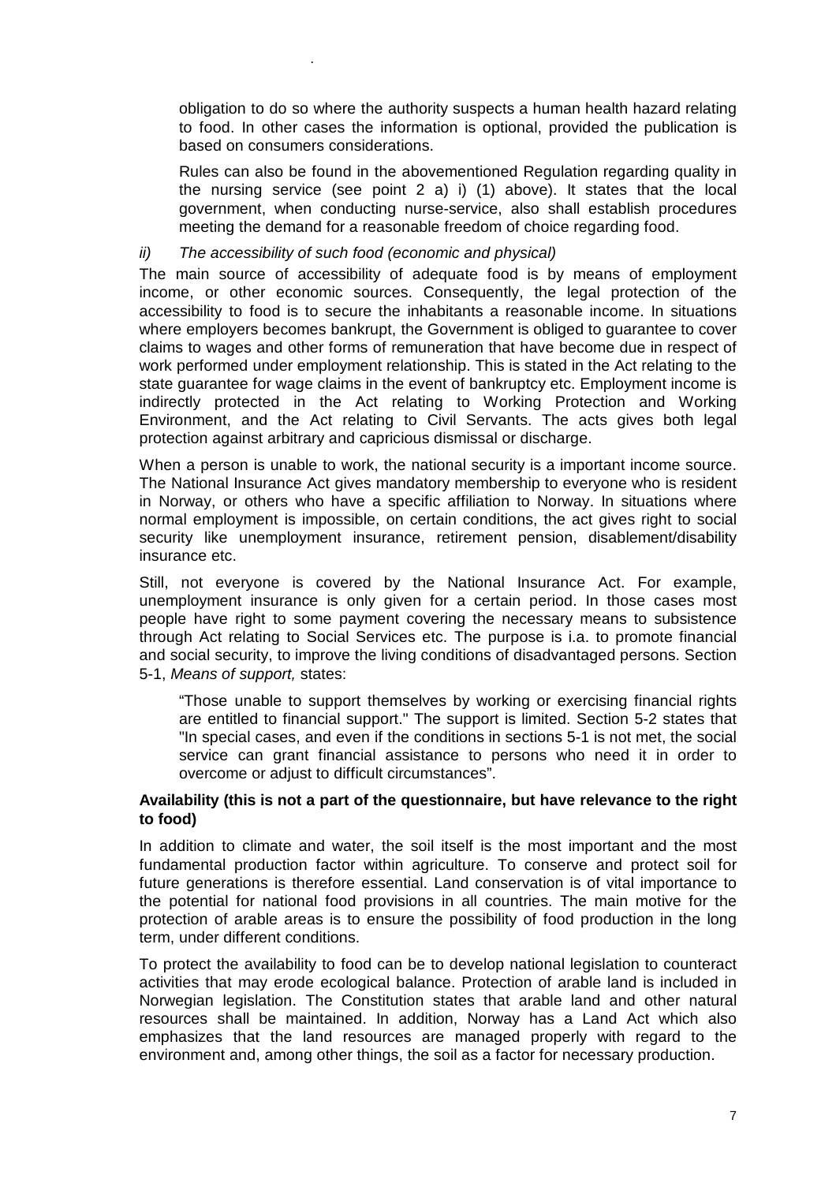obligation to do so where the authority suspects a human health hazard relating to food. In other cases the information is optional, provided the publication is based on consumers considerations.

Rules can also be found in the abovementioned Regulation regarding quality in the nursing service (see point 2 a) i) (1) above). It states that the local government, when conducting nurse-service, also shall establish procedures meeting the demand for a reasonable freedom of choice regarding food.

*ii) The accessibility of such food (economic and physical)*

The main source of accessibility of adequate food is by means of employment income, or other economic sources. Consequently, the legal protection of the accessibility to food is to secure the inhabitants a reasonable income. In situations where employers becomes bankrupt, the Government is obliged to guarantee to cover claims to wages and other forms of remuneration that have become due in respect of work performed under employment relationship. This is stated in the Act relating to the state guarantee for wage claims in the event of bankruptcy etc. Employment income is indirectly protected in the Act relating to Working Protection and Working Environment, and the Act relating to Civil Servants. The acts gives both legal protection against arbitrary and capricious dismissal or discharge.

When a person is unable to work, the national security is a important income source. The National Insurance Act gives mandatory membership to everyone who is resident in Norway, or others who have a specific affiliation to Norway. In situations where normal employment is impossible, on certain conditions, the act gives right to social security like unemployment insurance, retirement pension, disablement/disability insurance etc.

Still, not everyone is covered by the National Insurance Act. For example, unemployment insurance is only given for a certain period. In those cases most people have right to some payment covering the necessary means to subsistence through Act relating to Social Services etc. The purpose is i.a. to promote financial and social security, to improve the living conditions of disadvantaged persons. Section 5-1, *Means of support,* states:

> "Those unable to support themselves by working or exercising financial rights are entitled to financial support." The support is limited. Section 5-2 states that "In special cases, and even if the conditions in sections 5-1 is not met, the social service can grant financial assistance to persons who need it in order to overcome or adjust to difficult circumstances".

**Availability (this is not a part of the questionnaire, but have relevance to the right to food)**

In addition to climate and water, the soil itself is the most important and the most fundamental production factor within agriculture. To conserve and protect soil for future generations is therefore essential. Land conservation is of vital importance to the potential for national food provisions in all countries. The main motive for the protection of arable areas is to ensure the possibility of food production in the long term, under different conditions.

To protect the availability to food can be to develop national legislation to counteract activities that may erode ecological balance. Protection of arable land is included in Norwegian legislation. The Constitution states that arable land and other natural resources shall be maintained. In addition, Norway has a Land Act which also emphasizes that the land resources are managed properly with regard to the environment and, among other things, the soil as a factor for necessary production.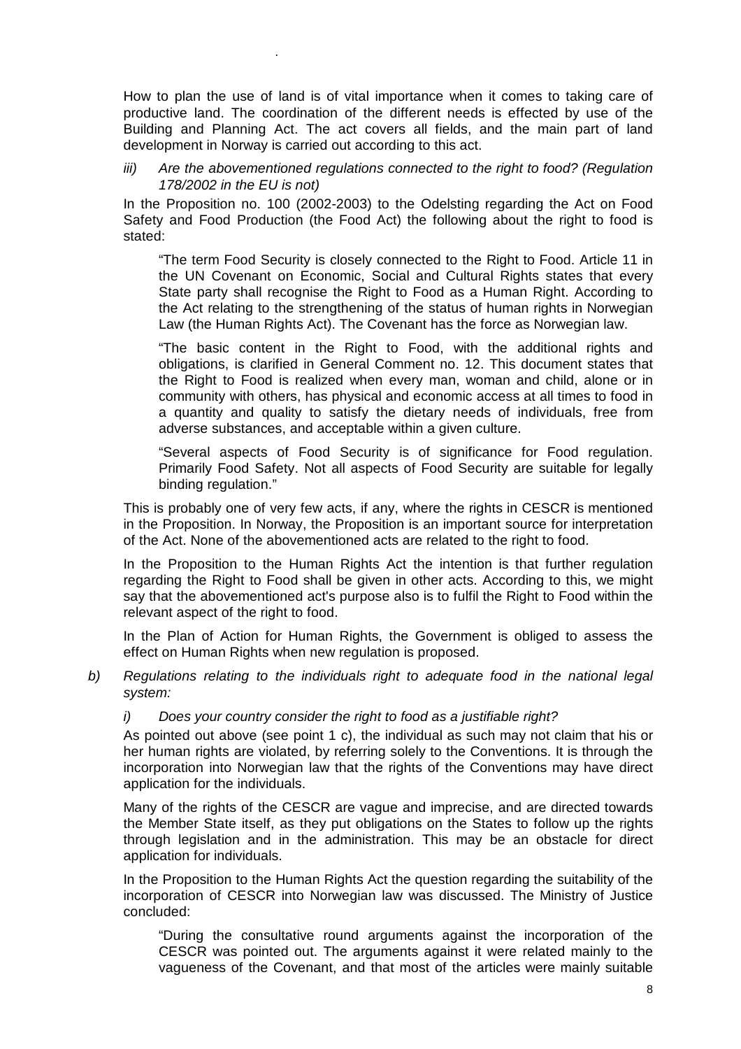How to plan the use of land is of vital importance when it comes to taking care of productive land. The coordination of the different needs is effected by use of the Building and Planning Act. The act covers all fields, and the main part of land development in Norway is carried out according to this act.

*iii) Are the abovementioned regulations connected to the right to food? (Regulation 178/2002 in the EU is not)*

In the Proposition no. 100 (2002-2003) to the Odelsting regarding the Act on Food Safety and Food Production (the Food Act) the following about the right to food is stated:

> "The term Food Security is closely connected to the Right to Food. Article 11 in the UN Covenant on Economic, Social and Cultural Rights states that every State party shall recognise the Right to Food as a Human Right. According to the Act relating to the strengthening of the status of human rights in Norwegian Law (the Human Rights Act). The Covenant has the force as Norwegian law.
>
> "The basic content in the Right to Food, with the additional rights and obligations, is clarified in General Comment no. 12. This document states that the Right to Food is realized when every man, woman and child, alone or in community with others, has physical and economic access at all times to food in a quantity and quality to satisfy the dietary needs of individuals, free from adverse substances, and acceptable within a given culture.
>
> "Several aspects of Food Security is of significance for Food regulation. Primarily Food Safety. Not all aspects of Food Security are suitable for legally binding regulation."

This is probably one of very few acts, if any, where the rights in CESCR is mentioned in the Proposition. In Norway, the Proposition is an important source for interpretation of the Act. None of the abovementioned acts are related to the right to food.

In the Proposition to the Human Rights Act the intention is that further regulation regarding the Right to Food shall be given in other acts. According to this, we might say that the abovementioned act's purpose also is to fulfil the Right to Food within the relevant aspect of the right to food.

In the Plan of Action for Human Rights, the Government is obliged to assess the effect on Human Rights when new regulation is proposed.

*b) Regulations relating to the individuals right to adequate food in the national legal system:*

*i) Does your country consider the right to food as a justifiable right?*

As pointed out above (see point 1 c), the individual as such may not claim that his or her human rights are violated, by referring solely to the Conventions. It is through the incorporation into Norwegian law that the rights of the Conventions may have direct application for the individuals.

Many of the rights of the CESCR are vague and imprecise, and are directed towards the Member State itself, as they put obligations on the States to follow up the rights through legislation and in the administration. This may be an obstacle for direct application for individuals.

In the Proposition to the Human Rights Act the question regarding the suitability of the incorporation of CESCR into Norwegian law was discussed. The Ministry of Justice concluded:

> "During the consultative round arguments against the incorporation of the CESCR was pointed out. The arguments against it were related mainly to the vagueness of the Covenant, and that most of the articles were mainly suitable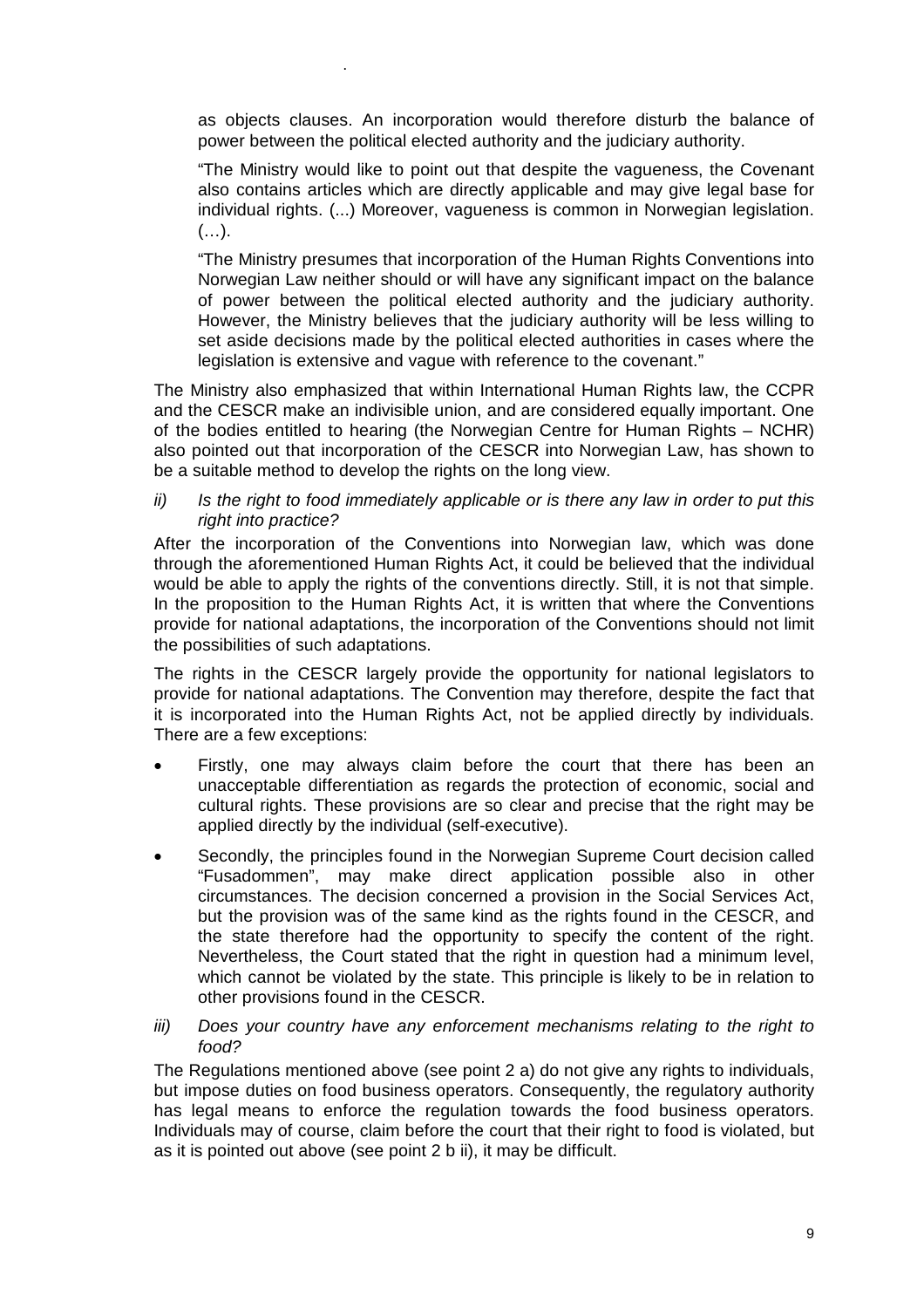as objects clauses. An incorporation would therefore disturb the balance of power between the political elected authority and the judiciary authority.

"The Ministry would like to point out that despite the vagueness, the Covenant also contains articles which are directly applicable and may give legal base for individual rights. (...) Moreover, vagueness is common in Norwegian legislation. (…).

"The Ministry presumes that incorporation of the Human Rights Conventions into Norwegian Law neither should or will have any significant impact on the balance of power between the political elected authority and the judiciary authority. However, the Ministry believes that the judiciary authority will be less willing to set aside decisions made by the political elected authorities in cases where the legislation is extensive and vague with reference to the covenant."

The Ministry also emphasized that within International Human Rights law, the CCPR and the CESCR make an indivisible union, and are considered equally important. One of the bodies entitled to hearing (the Norwegian Centre for Human Rights – NCHR) also pointed out that incorporation of the CESCR into Norwegian Law, has shown to be a suitable method to develop the rights on the long view.

*ii) Is the right to food immediately applicable or is there any law in order to put this right into practice?*

After the incorporation of the Conventions into Norwegian law, which was done through the aforementioned Human Rights Act, it could be believed that the individual would be able to apply the rights of the conventions directly. Still, it is not that simple. In the proposition to the Human Rights Act, it is written that where the Conventions provide for national adaptations, the incorporation of the Conventions should not limit the possibilities of such adaptations.

The rights in the CESCR largely provide the opportunity for national legislators to provide for national adaptations. The Convention may therefore, despite the fact that it is incorporated into the Human Rights Act, not be applied directly by individuals. There are a few exceptions:

- Firstly, one may always claim before the court that there has been an unacceptable differentiation as regards the protection of economic, social and cultural rights. These provisions are so clear and precise that the right may be applied directly by the individual (self-executive).
- Secondly, the principles found in the Norwegian Supreme Court decision called "Fusadommen", may make direct application possible also in other circumstances. The decision concerned a provision in the Social Services Act, but the provision was of the same kind as the rights found in the CESCR, and the state therefore had the opportunity to specify the content of the right. Nevertheless, the Court stated that the right in question had a minimum level, which cannot be violated by the state. This principle is likely to be in relation to other provisions found in the CESCR.

*iii) Does your country have any enforcement mechanisms relating to the right to food?*

The Regulations mentioned above (see point 2 a) do not give any rights to individuals, but impose duties on food business operators. Consequently, the regulatory authority has legal means to enforce the regulation towards the food business operators. Individuals may of course, claim before the court that their right to food is violated, but as it is pointed out above (see point 2 b ii), it may be difficult.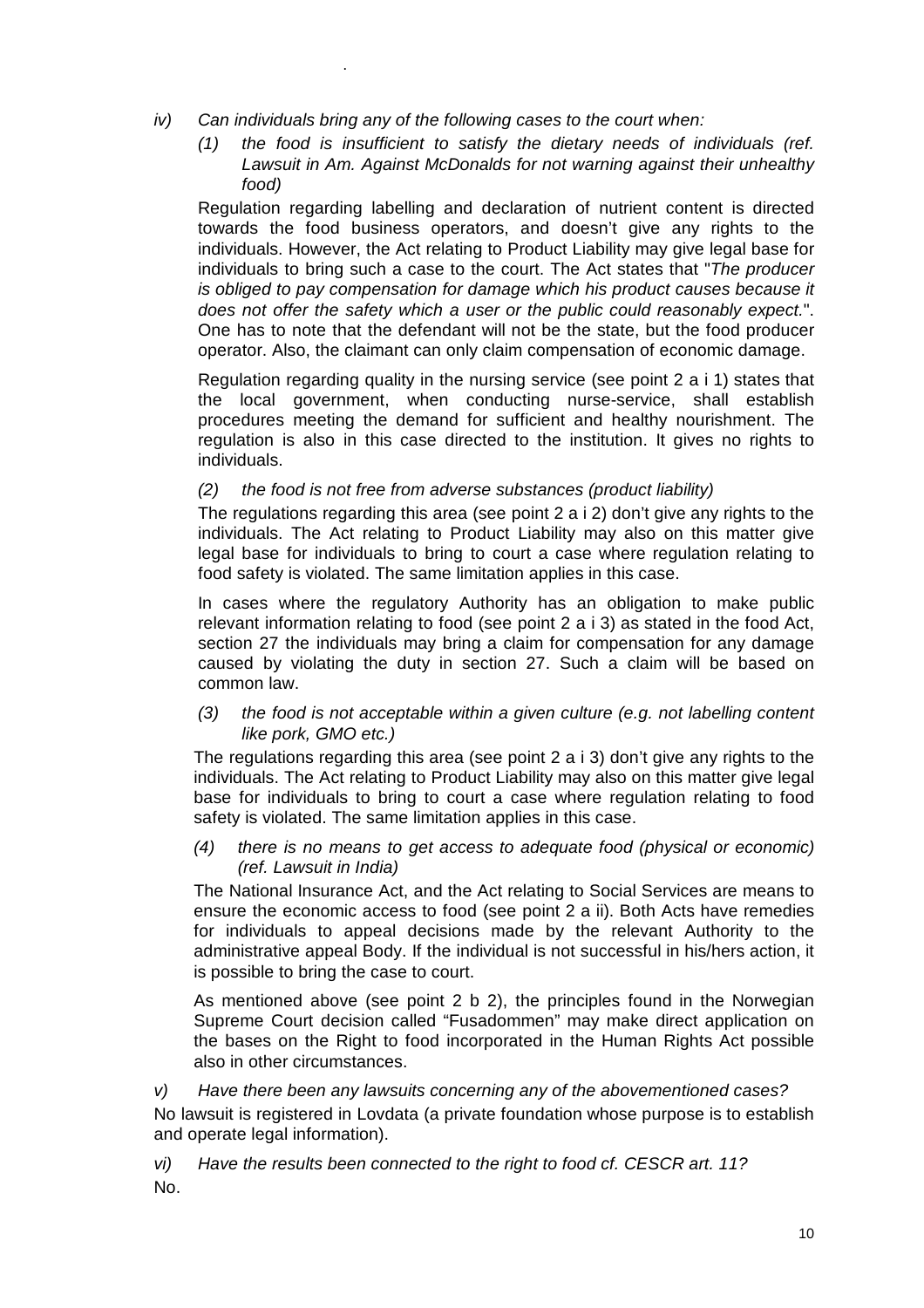*iv) Can individuals bring any of the following cases to the court when:*

*(1) the food is insufficient to satisfy the dietary needs of individuals (ref. Lawsuit in Am. Against McDonalds for not warning against their unhealthy food)*

Regulation regarding labelling and declaration of nutrient content is directed towards the food business operators, and doesn't give any rights to the individuals. However, the Act relating to Product Liability may give legal base for individuals to bring such a case to the court. The Act states that "*The producer is obliged to pay compensation for damage which his product causes because it does not offer the safety which a user or the public could reasonably expect.*". One has to note that the defendant will not be the state, but the food producer operator. Also, the claimant can only claim compensation of economic damage.

Regulation regarding quality in the nursing service (see point 2 a i 1) states that the local government, when conducting nurse-service, shall establish procedures meeting the demand for sufficient and healthy nourishment. The regulation is also in this case directed to the institution. It gives no rights to individuals.

*(2) the food is not free from adverse substances (product liability)*

The regulations regarding this area (see point 2 a i 2) don't give any rights to the individuals. The Act relating to Product Liability may also on this matter give legal base for individuals to bring to court a case where regulation relating to food safety is violated. The same limitation applies in this case.

In cases where the regulatory Authority has an obligation to make public relevant information relating to food (see point 2 a i 3) as stated in the food Act, section 27 the individuals may bring a claim for compensation for any damage caused by violating the duty in section 27. Such a claim will be based on common law.

*(3) the food is not acceptable within a given culture (e.g. not labelling content like pork, GMO etc.)*

The regulations regarding this area (see point 2 a i 3) don't give any rights to the individuals. The Act relating to Product Liability may also on this matter give legal base for individuals to bring to court a case where regulation relating to food safety is violated. The same limitation applies in this case.

*(4) there is no means to get access to adequate food (physical or economic) (ref. Lawsuit in India)*

The National Insurance Act, and the Act relating to Social Services are means to ensure the economic access to food (see point 2 a ii). Both Acts have remedies for individuals to appeal decisions made by the relevant Authority to the administrative appeal Body. If the individual is not successful in his/hers action, it is possible to bring the case to court.

As mentioned above (see point 2 b 2), the principles found in the Norwegian Supreme Court decision called "Fusadommen" may make direct application on the bases on the Right to food incorporated in the Human Rights Act possible also in other circumstances.

*v) Have there been any lawsuits concerning any of the abovementioned cases?*

No lawsuit is registered in Lovdata (a private foundation whose purpose is to establish and operate legal information).

*vi) Have the results been connected to the right to food cf. CESCR art. 11?*

No.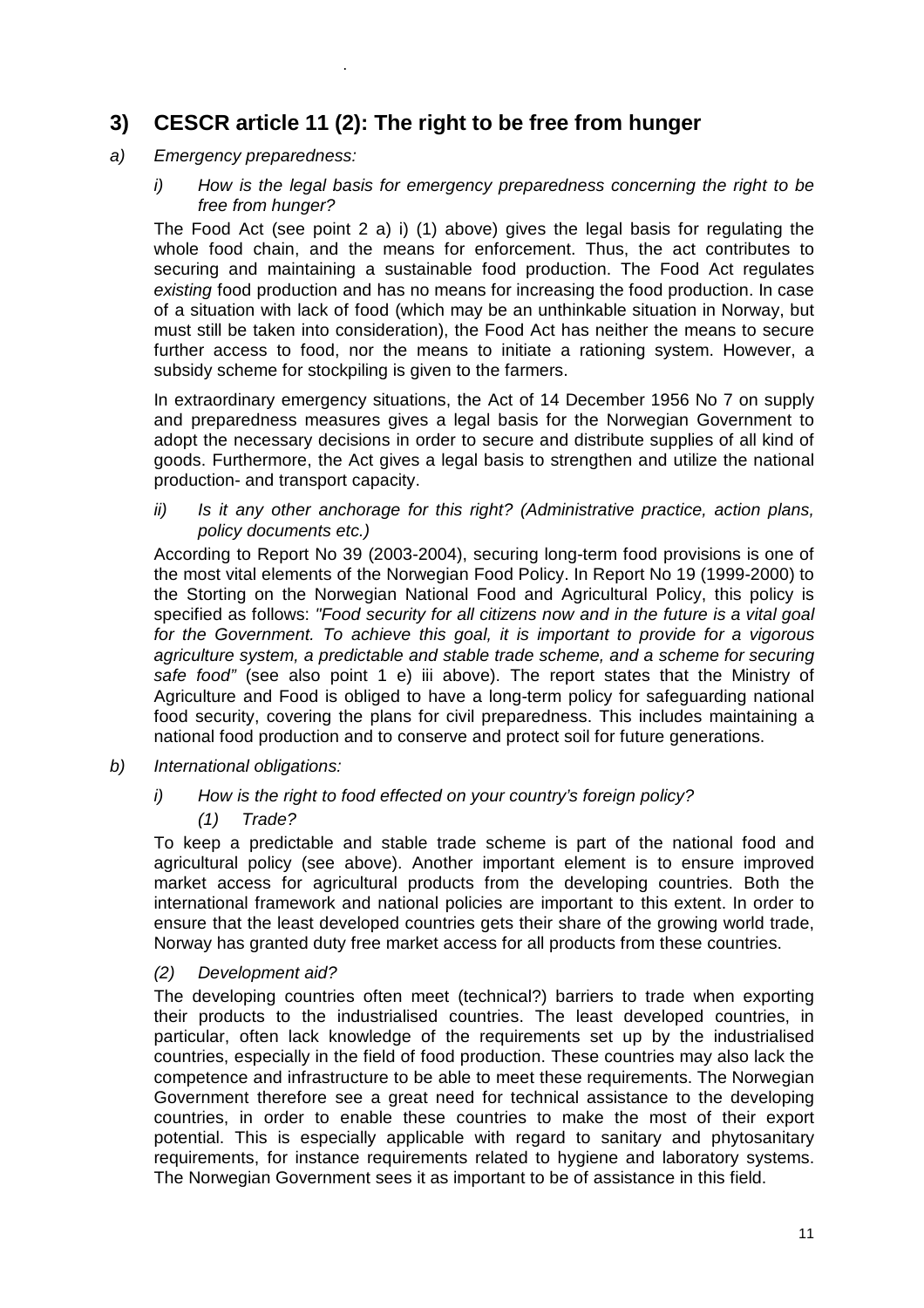## 3) CESCR article 11 (2): The right to be free from hunger

*a) Emergency preparedness:*

*i) How is the legal basis for emergency preparedness concerning the right to be free from hunger?*

The Food Act (see point 2 a) i) (1) above) gives the legal basis for regulating the whole food chain, and the means for enforcement. Thus, the act contributes to securing and maintaining a sustainable food production. The Food Act regulates *existing* food production and has no means for increasing the food production. In case of a situation with lack of food (which may be an unthinkable situation in Norway, but must still be taken into consideration), the Food Act has neither the means to secure further access to food, nor the means to initiate a rationing system. However, a subsidy scheme for stockpiling is given to the farmers.

In extraordinary emergency situations, the Act of 14 December 1956 No 7 on supply and preparedness measures gives a legal basis for the Norwegian Government to adopt the necessary decisions in order to secure and distribute supplies of all kind of goods. Furthermore, the Act gives a legal basis to strengthen and utilize the national production- and transport capacity.

*ii) Is it any other anchorage for this right? (Administrative practice, action plans, policy documents etc.)*

According to Report No 39 (2003-2004), securing long-term food provisions is one of the most vital elements of the Norwegian Food Policy. In Report No 19 (1999-2000) to the Storting on the Norwegian National Food and Agricultural Policy, this policy is specified as follows: *"Food security for all citizens now and in the future is a vital goal for the Government. To achieve this goal, it is important to provide for a vigorous agriculture system, a predictable and stable trade scheme, and a scheme for securing safe food"* (see also point 1 e) iii above). The report states that the Ministry of Agriculture and Food is obliged to have a long-term policy for safeguarding national food security, covering the plans for civil preparedness. This includes maintaining a national food production and to conserve and protect soil for future generations.

*b) International obligations:*

*i) How is the right to food effected on your country's foreign policy?*

*(1) Trade?*

To keep a predictable and stable trade scheme is part of the national food and agricultural policy (see above). Another important element is to ensure improved market access for agricultural products from the developing countries. Both the international framework and national policies are important to this extent. In order to ensure that the least developed countries gets their share of the growing world trade, Norway has granted duty free market access for all products from these countries.

*(2) Development aid?*

The developing countries often meet (technical?) barriers to trade when exporting their products to the industrialised countries. The least developed countries, in particular, often lack knowledge of the requirements set up by the industrialised countries, especially in the field of food production. These countries may also lack the competence and infrastructure to be able to meet these requirements. The Norwegian Government therefore see a great need for technical assistance to the developing countries, in order to enable these countries to make the most of their export potential. This is especially applicable with regard to sanitary and phytosanitary requirements, for instance requirements related to hygiene and laboratory systems. The Norwegian Government sees it as important to be of assistance in this field.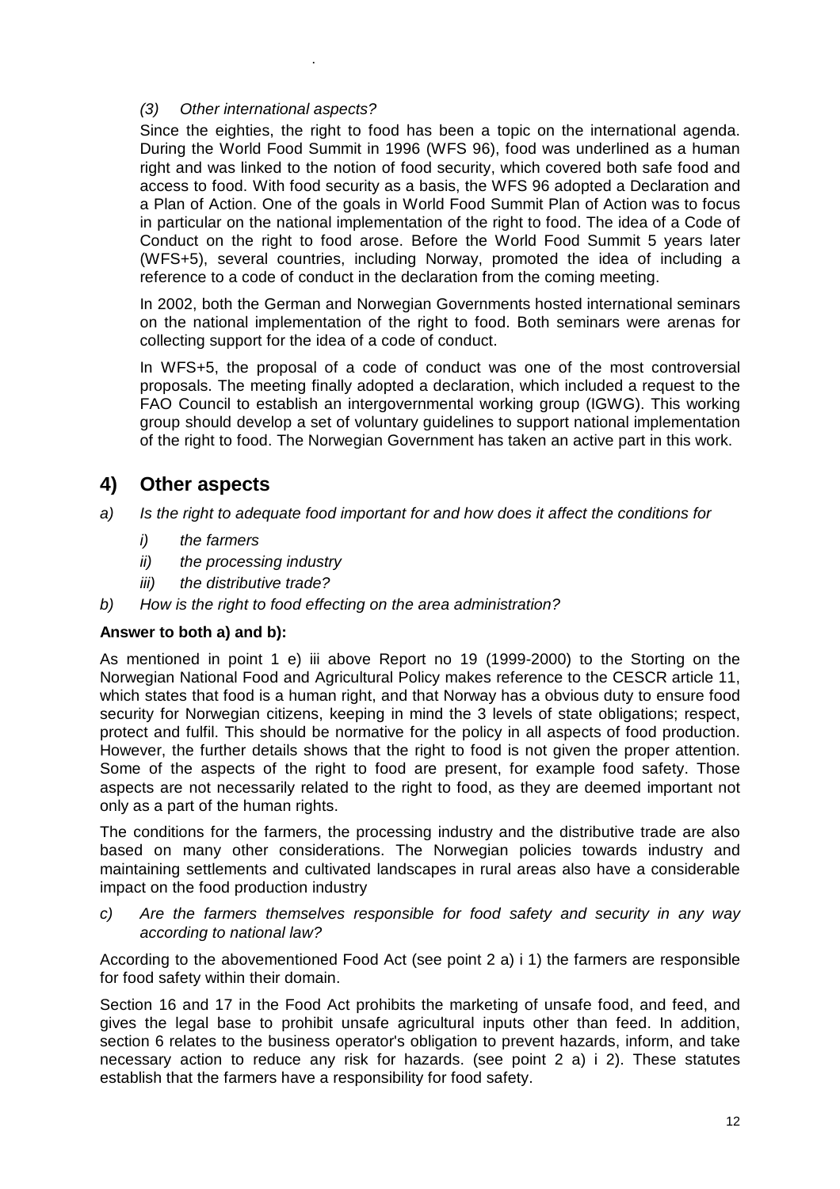*(3) Other international aspects?*

Since the eighties, the right to food has been a topic on the international agenda. During the World Food Summit in 1996 (WFS 96), food was underlined as a human right and was linked to the notion of food security, which covered both safe food and access to food. With food security as a basis, the WFS 96 adopted a Declaration and a Plan of Action. One of the goals in World Food Summit Plan of Action was to focus in particular on the national implementation of the right to food. The idea of a Code of Conduct on the right to food arose. Before the World Food Summit 5 years later (WFS+5), several countries, including Norway, promoted the idea of including a reference to a code of conduct in the declaration from the coming meeting.

In 2002, both the German and Norwegian Governments hosted international seminars on the national implementation of the right to food. Both seminars were arenas for collecting support for the idea of a code of conduct.

In WFS+5, the proposal of a code of conduct was one of the most controversial proposals. The meeting finally adopted a declaration, which included a request to the FAO Council to establish an intergovernmental working group (IGWG). This working group should develop a set of voluntary guidelines to support national implementation of the right to food. The Norwegian Government has taken an active part in this work.

## 4) Other aspects

*a) Is the right to adequate food important for and how does it affect the conditions for*

*i) the farmers*

*ii) the processing industry*

*iii) the distributive trade?*

*b) How is the right to food effecting on the area administration?*

**Answer to both a) and b):**

As mentioned in point 1 e) iii above Report no 19 (1999-2000) to the Storting on the Norwegian National Food and Agricultural Policy makes reference to the CESCR article 11, which states that food is a human right, and that Norway has a obvious duty to ensure food security for Norwegian citizens, keeping in mind the 3 levels of state obligations; respect, protect and fulfil. This should be normative for the policy in all aspects of food production. However, the further details shows that the right to food is not given the proper attention. Some of the aspects of the right to food are present, for example food safety. Those aspects are not necessarily related to the right to food, as they are deemed important not only as a part of the human rights.

The conditions for the farmers, the processing industry and the distributive trade are also based on many other considerations. The Norwegian policies towards industry and maintaining settlements and cultivated landscapes in rural areas also have a considerable impact on the food production industry

*c) Are the farmers themselves responsible for food safety and security in any way according to national law?*

According to the abovementioned Food Act (see point 2 a) i 1) the farmers are responsible for food safety within their domain.

Section 16 and 17 in the Food Act prohibits the marketing of unsafe food, and feed, and gives the legal base to prohibit unsafe agricultural inputs other than feed. In addition, section 6 relates to the business operator's obligation to prevent hazards, inform, and take necessary action to reduce any risk for hazards. (see point 2 a) i 2). These statutes establish that the farmers have a responsibility for food safety.